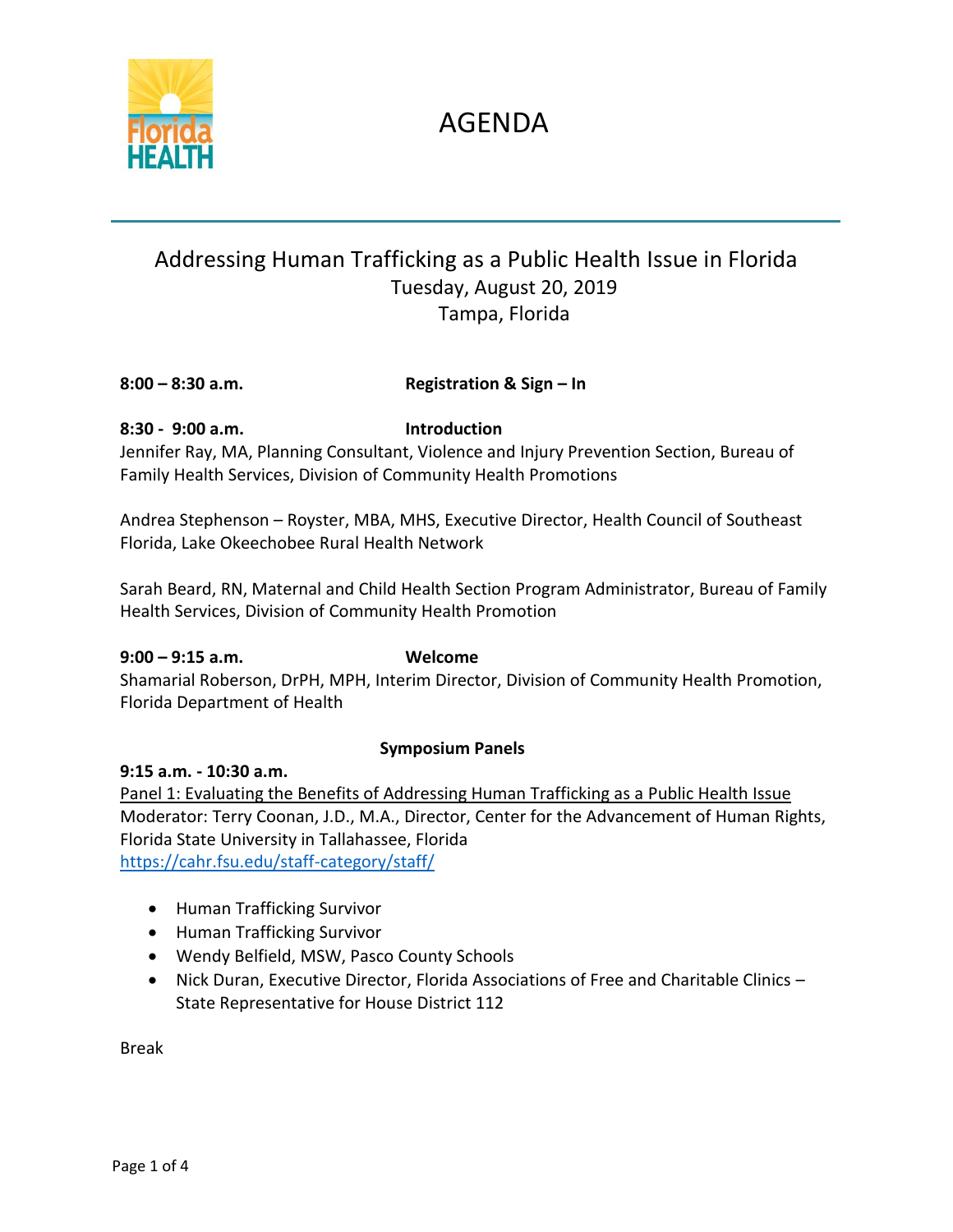# AGENDA

## Addressing Human Trafficking as a Public Health Issue in Florida

Tuesday, August 20, 2019
Tampa, Florida

**8:00 – 8:30 a.m.** **Registration & Sign – In**

**8:30 - 9:00 a.m.** **Introduction**

Jennifer Ray, MA, Planning Consultant, Violence and Injury Prevention Section, Bureau of Family Health Services, Division of Community Health Promotions

Andrea Stephenson – Royster, MBA, MHS, Executive Director, Health Council of Southeast Florida, Lake Okeechobee Rural Health Network

Sarah Beard, RN, Maternal and Child Health Section Program Administrator, Bureau of Family Health Services, Division of Community Health Promotion

**9:00 – 9:15 a.m.** **Welcome**

Shamarial Roberson, DrPH, MPH, Interim Director, Division of Community Health Promotion, Florida Department of Health

### Symposium Panels

**9:15 a.m. - 10:30 a.m.**

Panel 1: Evaluating the Benefits of Addressing Human Trafficking as a Public Health Issue

Moderator: Terry Coonan, J.D., M.A., Director, Center for the Advancement of Human Rights, Florida State University in Tallahassee, Florida
https://cahr.fsu.edu/staff-category/staff/

- Human Trafficking Survivor
- Human Trafficking Survivor
- Wendy Belfield, MSW, Pasco County Schools
- Nick Duran, Executive Director, Florida Associations of Free and Charitable Clinics – State Representative for House District 112

Break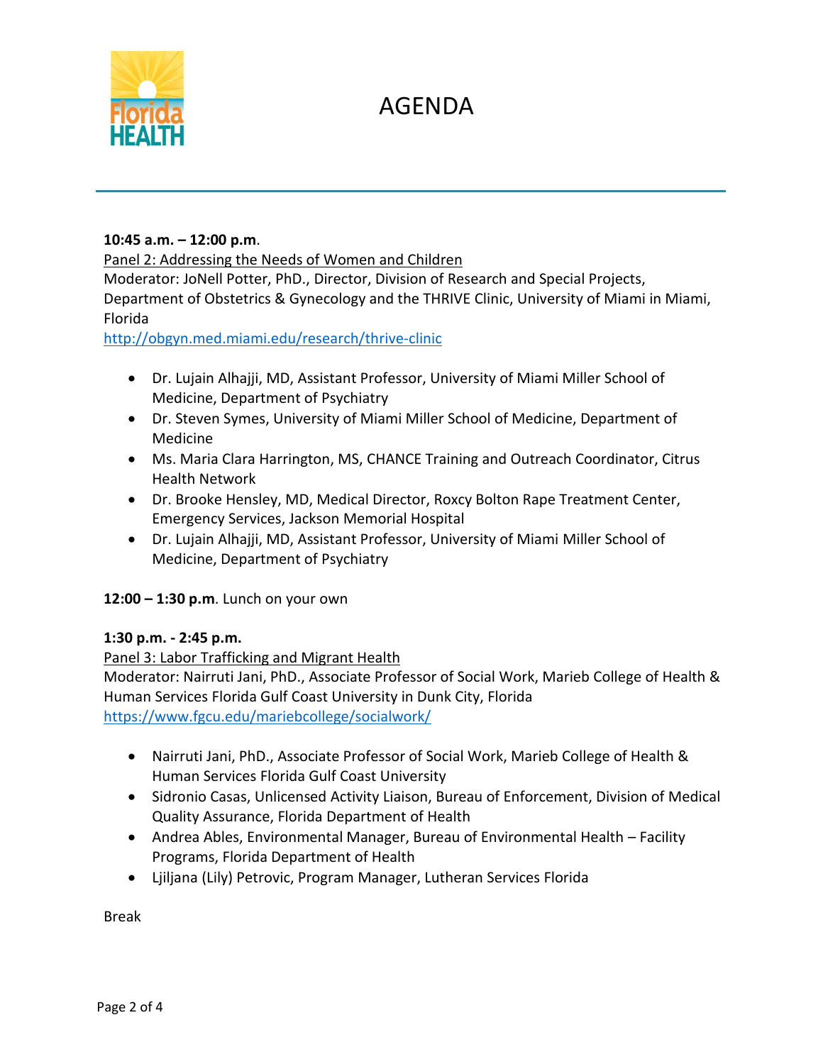# AGENDA

**10:45 a.m. – 12:00 p.m**.

Panel 2: Addressing the Needs of Women and Children

Moderator: JoNell Potter, PhD., Director, Division of Research and Special Projects, Department of Obstetrics & Gynecology and the THRIVE Clinic, University of Miami in Miami, Florida

http://obgyn.med.miami.edu/research/thrive-clinic

- Dr. Lujain Alhajji, MD, Assistant Professor, University of Miami Miller School of Medicine, Department of Psychiatry
- Dr. Steven Symes, University of Miami Miller School of Medicine, Department of Medicine
- Ms. Maria Clara Harrington, MS, CHANCE Training and Outreach Coordinator, Citrus Health Network
- Dr. Brooke Hensley, MD, Medical Director, Roxcy Bolton Rape Treatment Center, Emergency Services, Jackson Memorial Hospital
- Dr. Lujain Alhajji, MD, Assistant Professor, University of Miami Miller School of Medicine, Department of Psychiatry

**12:00 – 1:30 p.m**. Lunch on your own

**1:30 p.m. - 2:45 p.m.**

Panel 3: Labor Trafficking and Migrant Health

Moderator: Nairruti Jani, PhD., Associate Professor of Social Work, Marieb College of Health & Human Services Florida Gulf Coast University in Dunk City, Florida

https://www.fgcu.edu/mariebcollege/socialwork/

- Nairruti Jani, PhD., Associate Professor of Social Work, Marieb College of Health & Human Services Florida Gulf Coast University
- Sidronio Casas, Unlicensed Activity Liaison, Bureau of Enforcement, Division of Medical Quality Assurance, Florida Department of Health
- Andrea Ables, Environmental Manager, Bureau of Environmental Health – Facility Programs, Florida Department of Health
- Ljiljana (Lily) Petrovic, Program Manager, Lutheran Services Florida

Break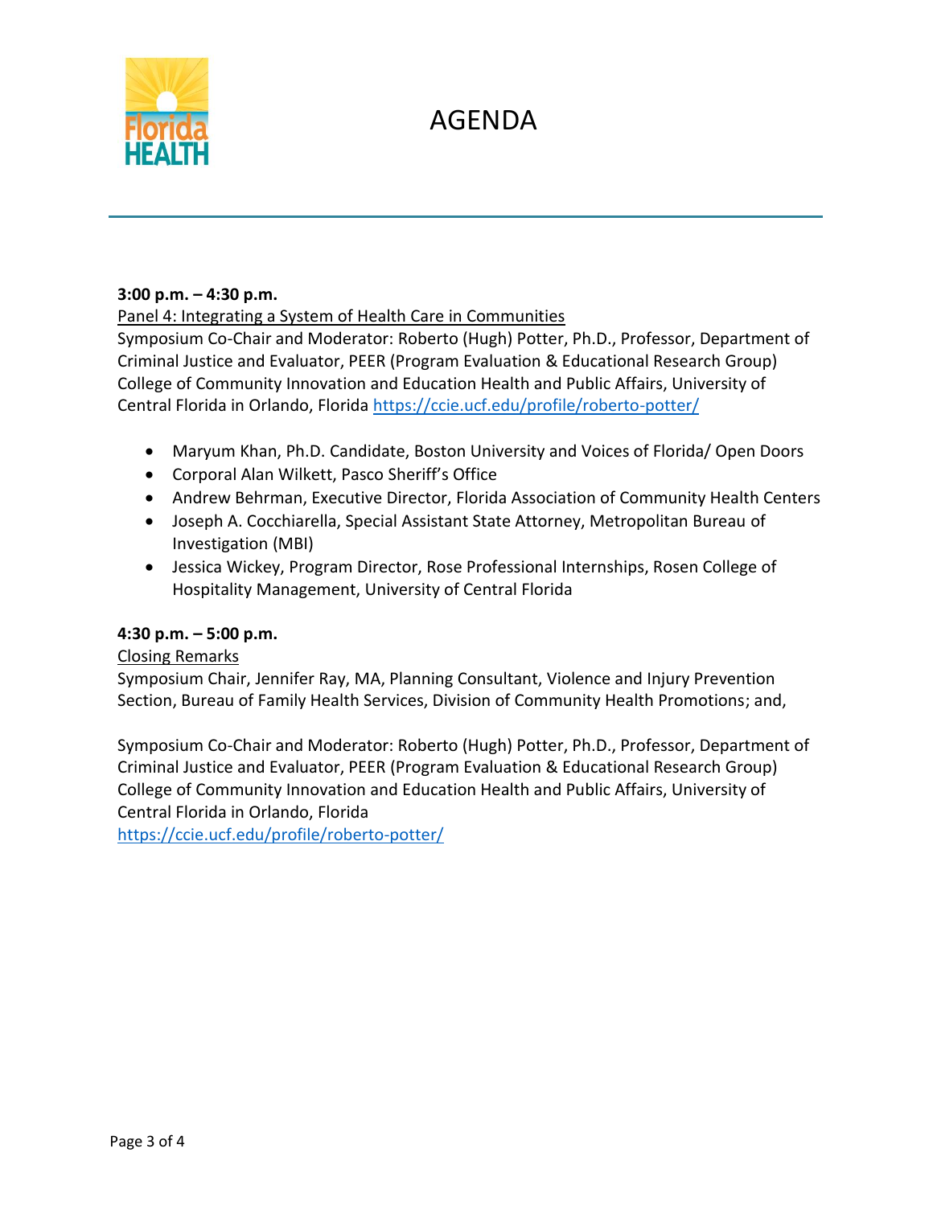# AGENDA

**3:00 p.m. – 4:30 p.m.**

Panel 4: Integrating a System of Health Care in Communities

Symposium Co-Chair and Moderator: Roberto (Hugh) Potter, Ph.D., Professor, Department of Criminal Justice and Evaluator, PEER (Program Evaluation & Educational Research Group) College of Community Innovation and Education Health and Public Affairs, University of Central Florida in Orlando, Florida https://ccie.ucf.edu/profile/roberto-potter/

- Maryum Khan, Ph.D. Candidate, Boston University and Voices of Florida/ Open Doors
- Corporal Alan Wilkett, Pasco Sheriff's Office
- Andrew Behrman, Executive Director, Florida Association of Community Health Centers
- Joseph A. Cocchiarella, Special Assistant State Attorney, Metropolitan Bureau of Investigation (MBI)
- Jessica Wickey, Program Director, Rose Professional Internships, Rosen College of Hospitality Management, University of Central Florida

**4:30 p.m. – 5:00 p.m.**

Closing Remarks

Symposium Chair, Jennifer Ray, MA, Planning Consultant, Violence and Injury Prevention Section, Bureau of Family Health Services, Division of Community Health Promotions; and,

Symposium Co-Chair and Moderator: Roberto (Hugh) Potter, Ph.D., Professor, Department of Criminal Justice and Evaluator, PEER (Program Evaluation & Educational Research Group) College of Community Innovation and Education Health and Public Affairs, University of Central Florida in Orlando, Florida
https://ccie.ucf.edu/profile/roberto-potter/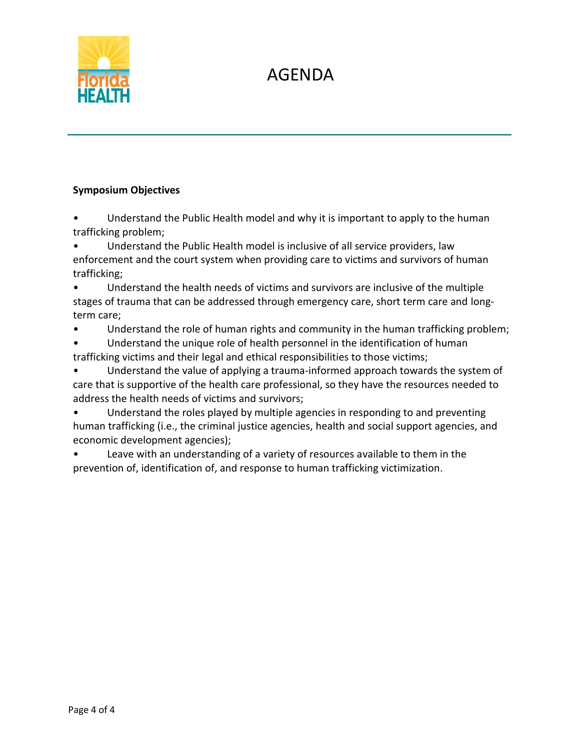# AGENDA

**Symposium Objectives**

- Understand the Public Health model and why it is important to apply to the human trafficking problem;
- Understand the Public Health model is inclusive of all service providers, law enforcement and the court system when providing care to victims and survivors of human trafficking;
- Understand the health needs of victims and survivors are inclusive of the multiple stages of trauma that can be addressed through emergency care, short term care and long-term care;
- Understand the role of human rights and community in the human trafficking problem;
- Understand the unique role of health personnel in the identification of human trafficking victims and their legal and ethical responsibilities to those victims;
- Understand the value of applying a trauma-informed approach towards the system of care that is supportive of the health care professional, so they have the resources needed to address the health needs of victims and survivors;
- Understand the roles played by multiple agencies in responding to and preventing human trafficking (i.e., the criminal justice agencies, health and social support agencies, and economic development agencies);
- Leave with an understanding of a variety of resources available to them in the prevention of, identification of, and response to human trafficking victimization.